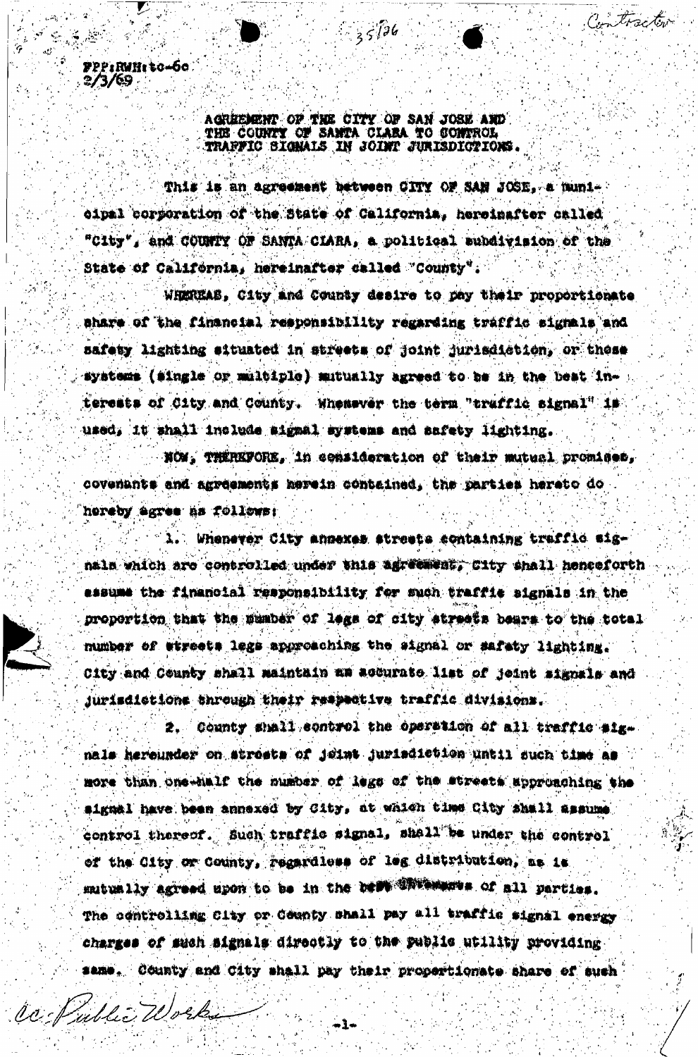FPP:RWH:to-6c
2/3/69

35136

Contractor

AGREEMENT OF THE CITY OF SAN JOSE AND THE COUNTY OF SANTA CLARA TO CONTROL TRAFFIC SIGNALS IN JOINT JURISDICTIONS.

This is an agreement between CITY OF SAN JOSE, a municipal corporation of the State of California, hereinafter called "City", and COUNTY OF SANTA CLARA, a political subdivision of the State of California, hereinafter called "County".

WHEREAS, City and County desire to pay their proportionate share of the financial responsibility regarding traffic signals and safety lighting situated in streets of joint jurisdiction, or those systems (single or multiple) mutually agreed to be in the best interests of City and County. Whenever the term "traffic signal" is used, it shall include signal systems and safety lighting.

NOW, THEREFORE, in consideration of their mutual promises, covenants and agreements herein contained, the parties hereto do hereby agree as follows:

1. Whenever City annexes streets containing traffic signals which are controlled under this agreement, City shall henceforth assume the financial responsibility for such traffic signals in the proportion that the number of legs of city streets bears to the total number of streets legs approaching the signal or safety lighting. City and County shall maintain an accurate list of joint signals and jurisdictions through their respective traffic divisions.

2. County shall control the operation of all traffic signals hereunder on streets of joint jurisdiction until such time as more than one-half the number of legs of the streets approaching the signal have been annexed by City, at which time City shall assume control thereof. Such traffic signal, shall be under the control of the City or County, regardless of leg distribution, as is mutually agreed upon to be in the best interests of all parties. The controlling City or County shall pay all traffic signal energy charges of such signals directly to the public utility providing same. County and City shall pay their proportionate share of such

cc: Public Works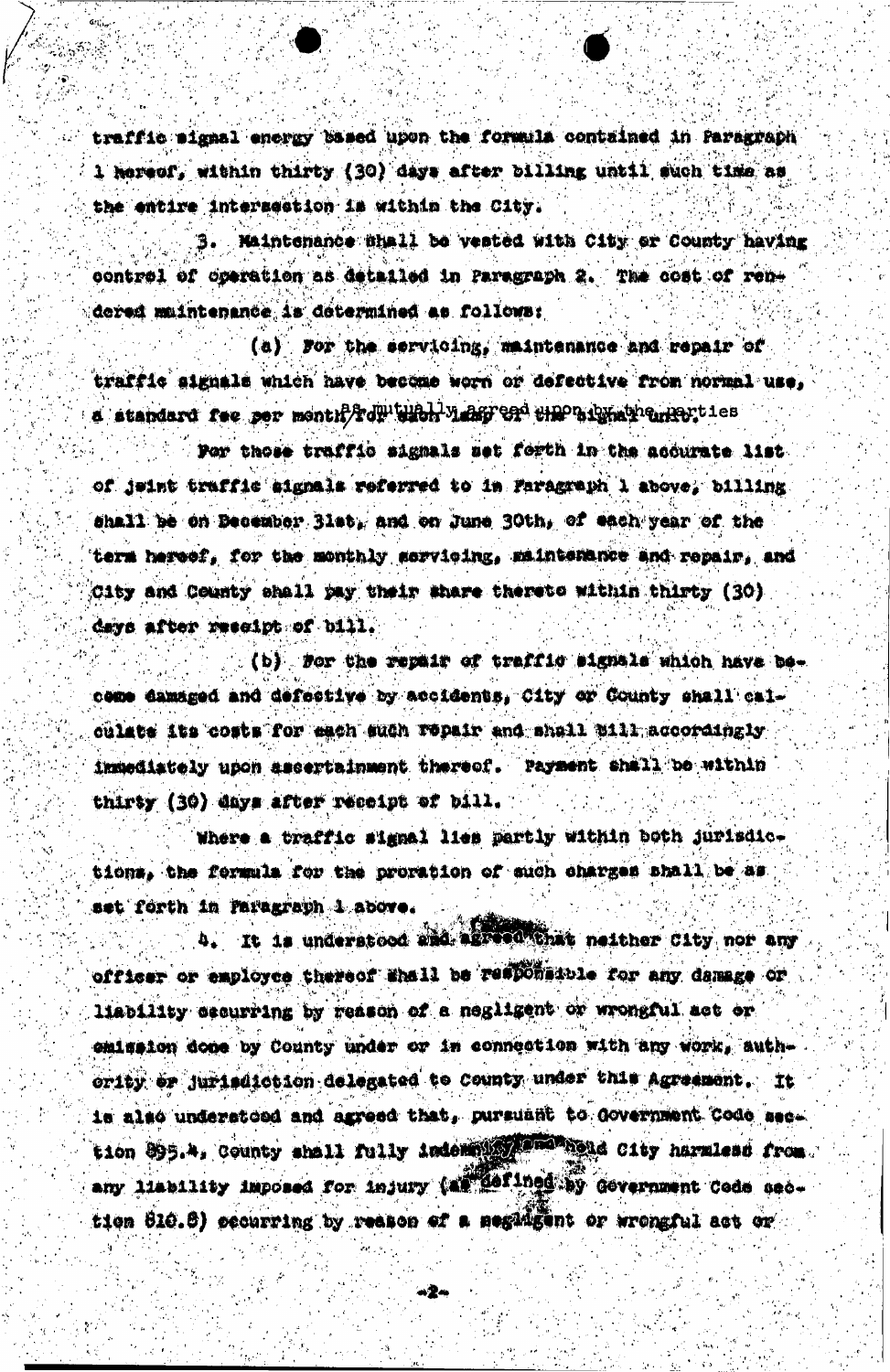traffic signal energy based upon the formula contained in Paragraph 1 hereof, within thirty (30) days after billing until such time as the entire intersection is within the City.

3. Maintenance shall be vested with City or County having control of operation as detailed in Paragraph 2. The cost of rendered maintenance is determined as follows:

(a) For the servicing, maintenance and repair of traffic signals which have become worn or defective from normal use, a standard fee per month for each lamp of the signal unit as mutually agreed upon by the parties

For those traffic signals set forth in the accurate list of joint traffic signals referred to in Paragraph 1 above, billing shall be on December 31st, and on June 30th, of each year of the term hereof, for the monthly servicing, maintenance and repair, and City and County shall pay their share thereto within thirty (30) days after receipt of bill.

(b) For the repair of traffic signals which have become damaged and defective by accidents, City or County shall calculate its costs for each such repair and shall bill accordingly immediately upon ascertainment thereof. Payment shall be within thirty (30) days after receipt of bill.

Where a traffic signal lies partly within both jurisdictions, the formula for the proration of such charges shall be as set forth in Paragraph 1 above.

4. It is understood and agreed that neither City nor any officer or employee thereof shall be responsible for any damage or liability occurring by reason of a negligent or wrongful act or omission done by County under or in connection with any work, authority or jurisdiction delegated to County under this Agreement. It is also understood and agreed that, pursuant to Government Code section 895.4, County shall fully indemnify and hold City harmless from any liability imposed for injury (as defined by Government Code section 810.8) occurring by reason of a negligent or wrongful act or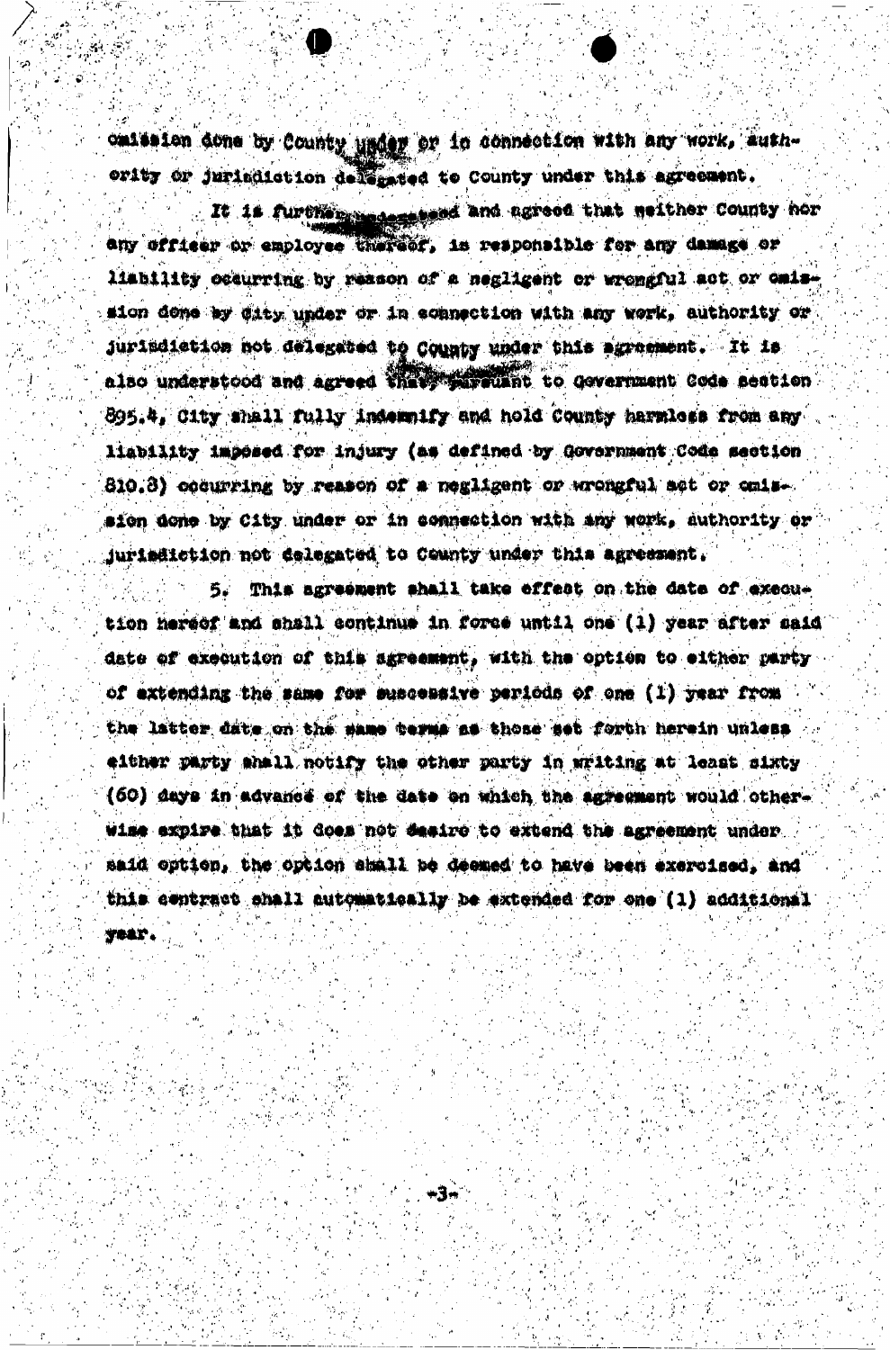omission done by County under or in connection with any work, authority or jurisdiction delegated to County under this agreement.

It is further understood and agreed that neither County nor any officer or employee thereof, is responsible for any damage or liability occurring by reason of a negligent or wrongful act or omission done by City under or in connection with any work, authority or jurisdiction not delegated to County under this agreement. It is also understood and agreed that, pursuant to Government Code section 895.4, City shall fully indemnify and hold County harmless from any liability imposed for injury (as defined by Government Code section 810.8) occurring by reason of a negligent or wrongful act or omission done by City under or in connection with any work, authority or jurisdiction not delegated to County under this agreement.

5. This agreement shall take effect on the date of execution hereof and shall continue in force until one (1) year after said date of execution of this agreement, with the option to either party of extending the same for successive periods of one (1) year from the latter date on the same terms as those set forth herein unless either party shall notify the other party in writing at least sixty (60) days in advance of the date on which the agreement would otherwise expire that it does not desire to extend the agreement under said option, the option shall be deemed to have been exercised, and this contract shall automatically be extended for one (1) additional year.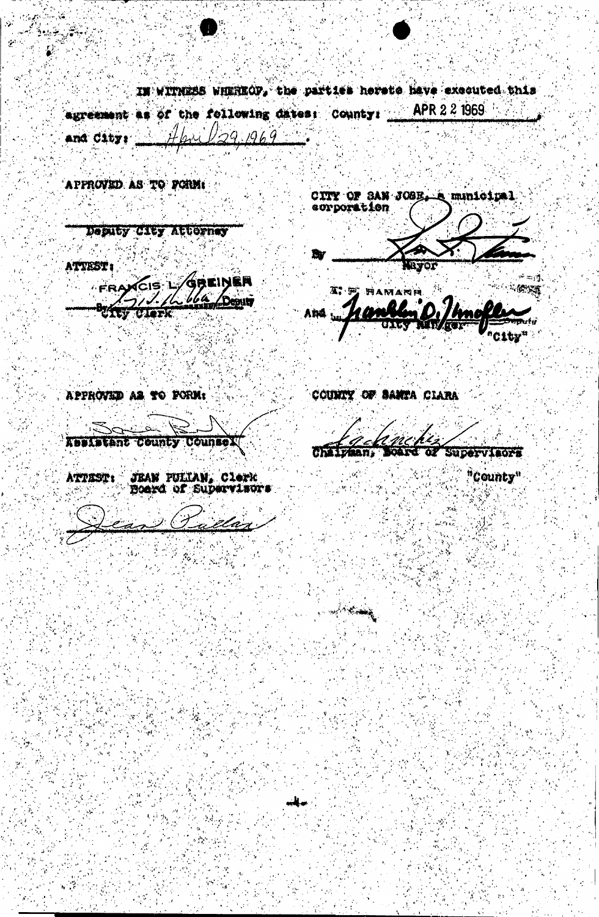IN WITNESS WHEREOF, the parties hereto have executed this agreement as of the following dates: County: APR 22 1969, and City: April 29, 1969.

APPROVED AS TO FORM:

______________________
Deputy City Attorney

ATTEST:
FRANCIS L. GREINER
By ______________ Deputy
City Clerk

CITY OF SAN JOSE, a municipal corporation

By ______________
Mayor

A. P. HAMANN
And ______________
City Manager

"City"

APPROVED AS TO FORM:

______________________
Assistant County Counsel

ATTEST: JEAN PULLAN, Clerk
Board of Supervisors

______________________

COUNTY OF SANTA CLARA

______________________
Chairman, Board of Supervisors

"County"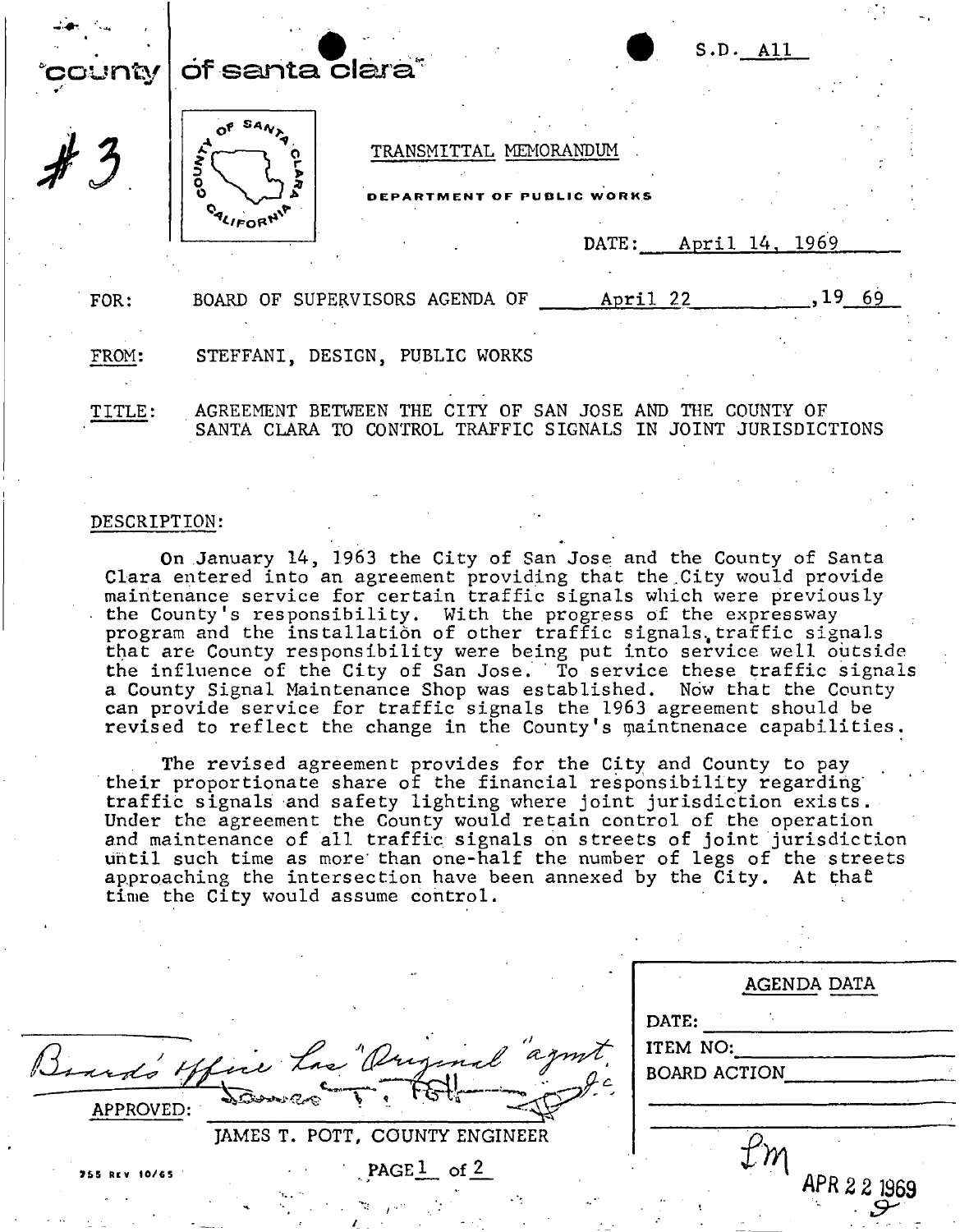S.D. A11

county of santa clara

#3

TRANSMITTAL MEMORANDUM

DEPARTMENT OF PUBLIC WORKS

DATE: April 14, 1969

FOR: BOARD OF SUPERVISORS AGENDA OF April 22, 1969

FROM: STEFFANI, DESIGN, PUBLIC WORKS

TITLE: AGREEMENT BETWEEN THE CITY OF SAN JOSE AND THE COUNTY OF SANTA CLARA TO CONTROL TRAFFIC SIGNALS IN JOINT JURISDICTIONS

DESCRIPTION:

On January 14, 1963 the City of San Jose and the County of Santa Clara entered into an agreement providing that the City would provide maintenance service for certain traffic signals which were previously the County's responsibility. With the progress of the expressway program and the installation of other traffic signals, traffic signals that are County responsibility were being put into service well outside the influence of the City of San Jose. To service these traffic signals a County Signal Maintenance Shop was established. Now that the County can provide service for traffic signals the 1963 agreement should be revised to reflect the change in the County's maintnenace capabilities.

The revised agreement provides for the City and County to pay their proportionate share of the financial responsibility regarding traffic signals and safety lighting where joint jurisdiction exists. Under the agreement the County would retain control of the operation and maintenance of all traffic signals on streets of joint jurisdiction until such time as more than one-half the number of legs of the streets approaching the intersection have been annexed by the City. At that time the City would assume control.

Board's Office has "Original" agmt. J.C.

APPROVED: James T. Pott

JAMES T. POTT, COUNTY ENGINEER

| AGENDA DATA |
|---|
| DATE: |
| ITEM NO: |
| BOARD ACTION |

Lm APR 22 1969 9

755 REV 10/65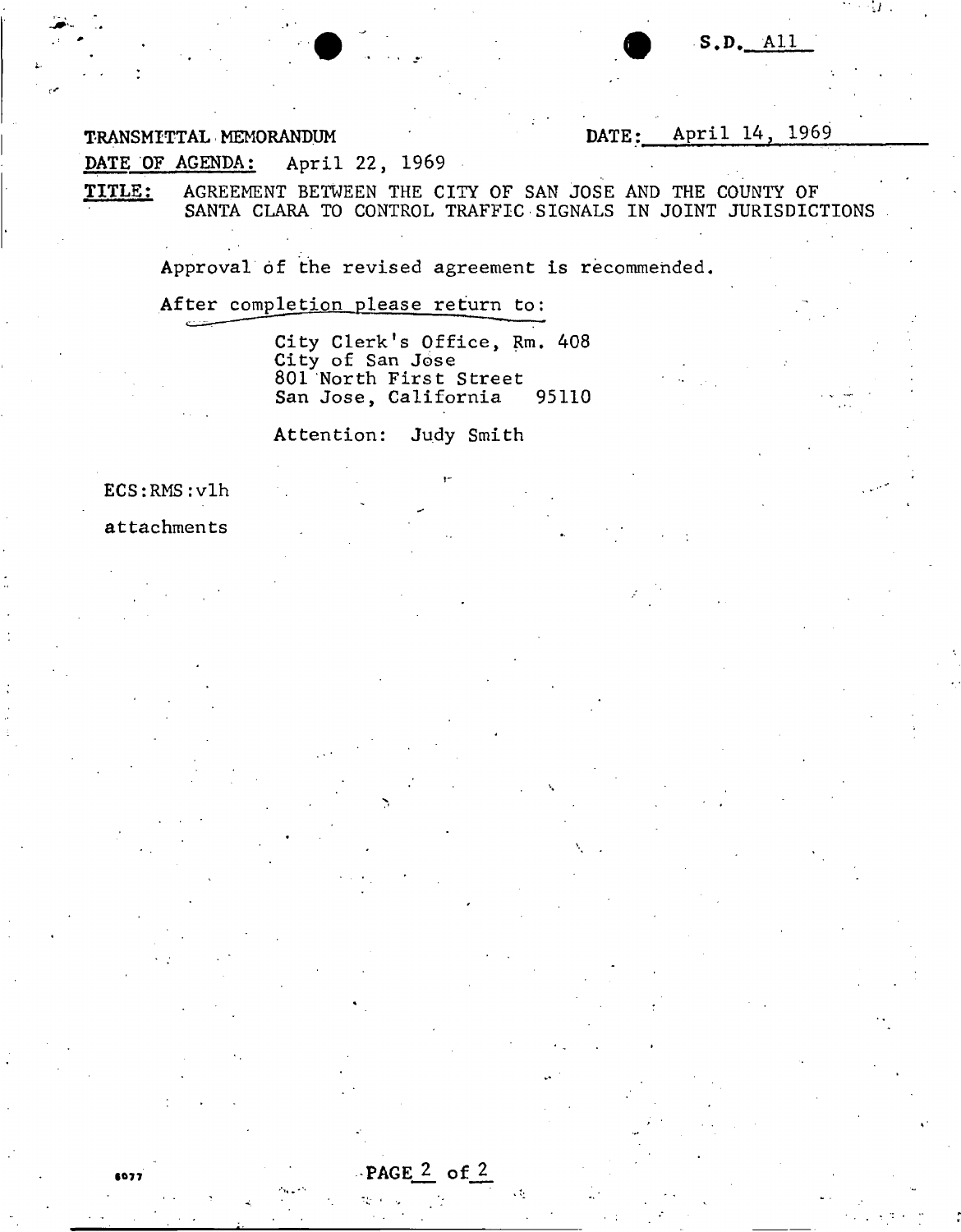S.D. A11

TRANSMITTAL MEMORANDUM

DATE: April 14, 1969

DATE OF AGENDA: April 22, 1969

**TITLE:** AGREEMENT BETWEEN THE CITY OF SAN JOSE AND THE COUNTY OF SANTA CLARA TO CONTROL TRAFFIC SIGNALS IN JOINT JURISDICTIONS

Approval of the revised agreement is recommended.

After completion please return to:

City Clerk's Office, Rm. 408
City of San Jose
801 North First Street
San Jose, California 95110

Attention: Judy Smith

ECS:RMS:vlh

attachments

6077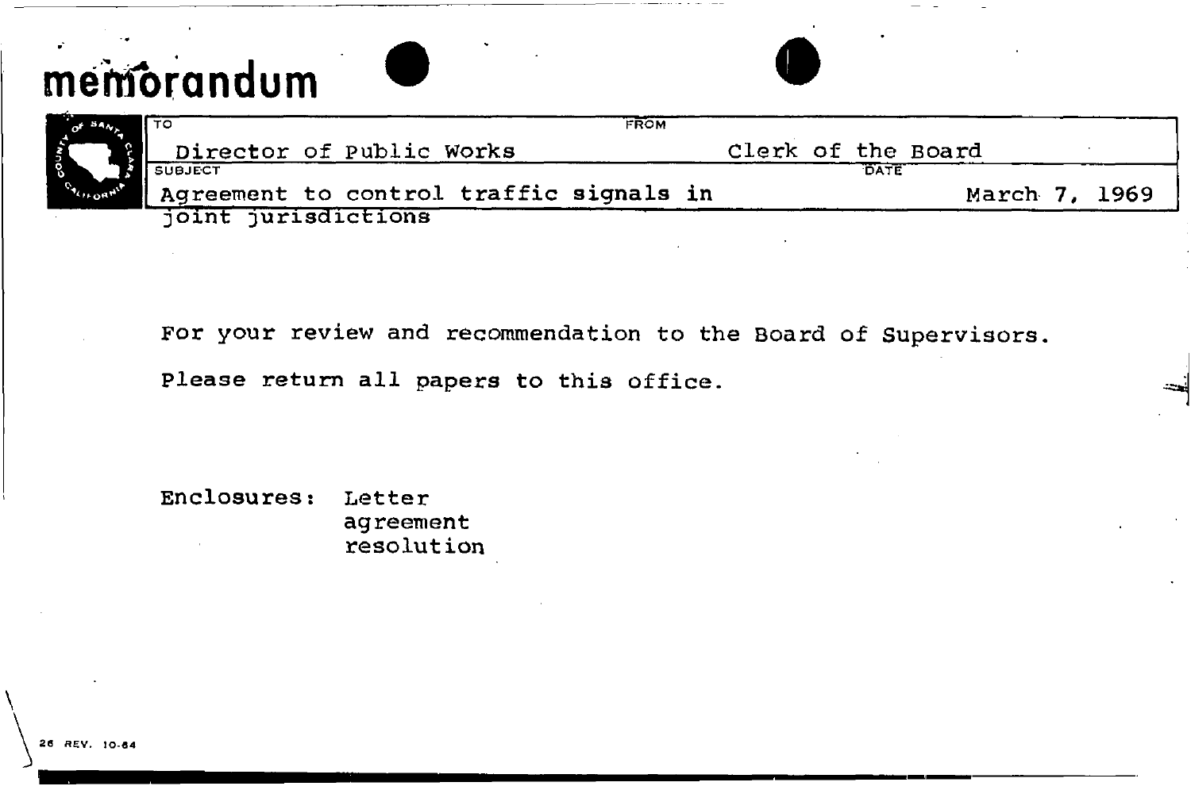# memorandum

| TO | FROM |
| --- | --- |
| Director of Public Works | Clerk of the Board |

| SUBJECT | DATE |
| --- | --- |
| Agreement to control traffic signals in joint jurisdictions | March 7, 1969 |

For your review and recommendation to the Board of Supervisors.

Please return all papers to this office.

Enclosures: Letter
agreement
resolution

26 REV. 10-64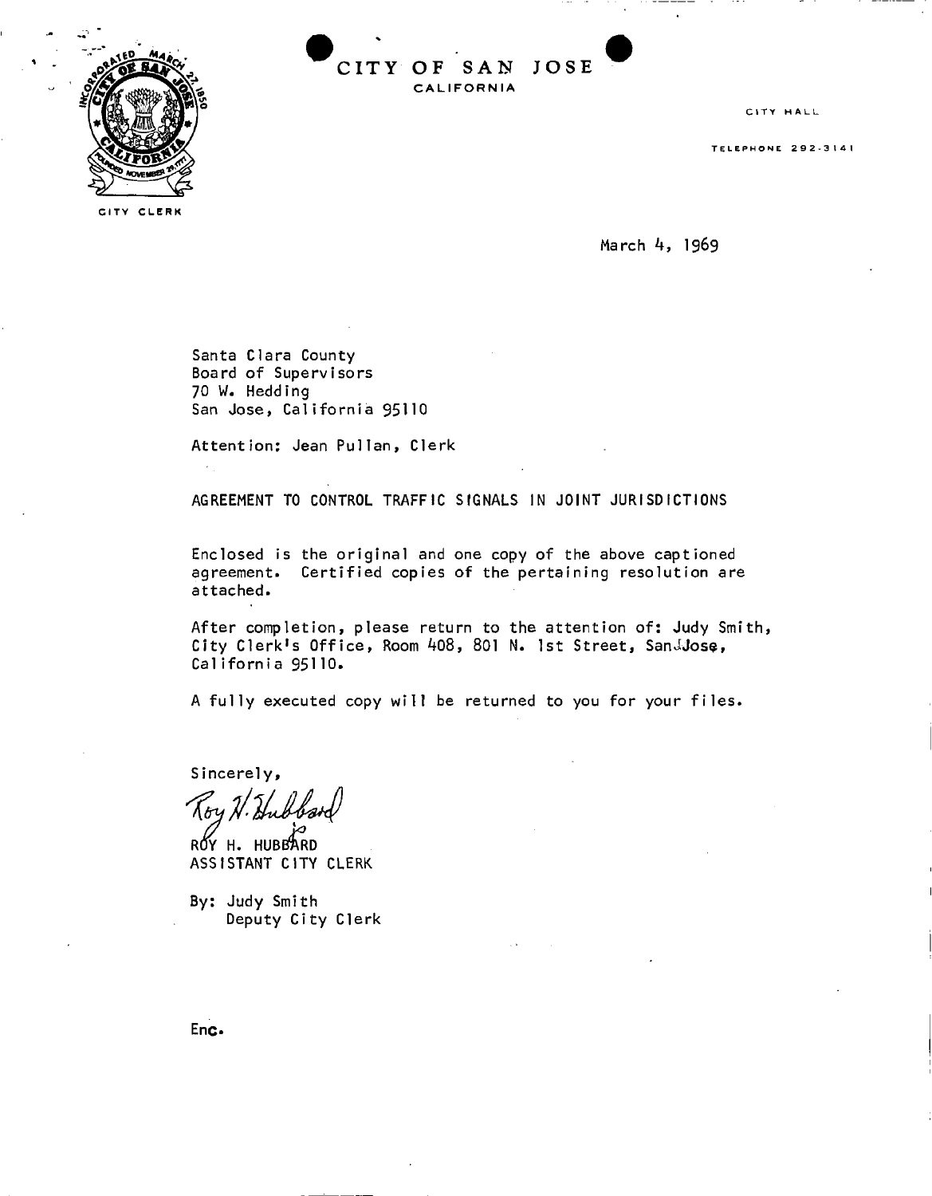CITY CLERK

# CITY OF SAN JOSE
CALIFORNIA

CITY HALL

TELEPHONE 292-3141

March 4, 1969

Santa Clara County
Board of Supervisors
70 W. Hedding
San Jose, California 95110

Attention: Jean Pullan, Clerk

AGREEMENT TO CONTROL TRAFFIC SIGNALS IN JOINT JURISDICTIONS

Enclosed is the original and one copy of the above captioned agreement. Certified copies of the pertaining resolution are attached.

After completion, please return to the attention of: Judy Smith, City Clerk's Office, Room 408, 801 N. 1st Street, San Jose, California 95110.

A fully executed copy will be returned to you for your files.

Sincerely,

Roy H. Hubbard

ROY H. HUBBARD
ASSISTANT CITY CLERK

By: Judy Smith
Deputy City Clerk

Enc.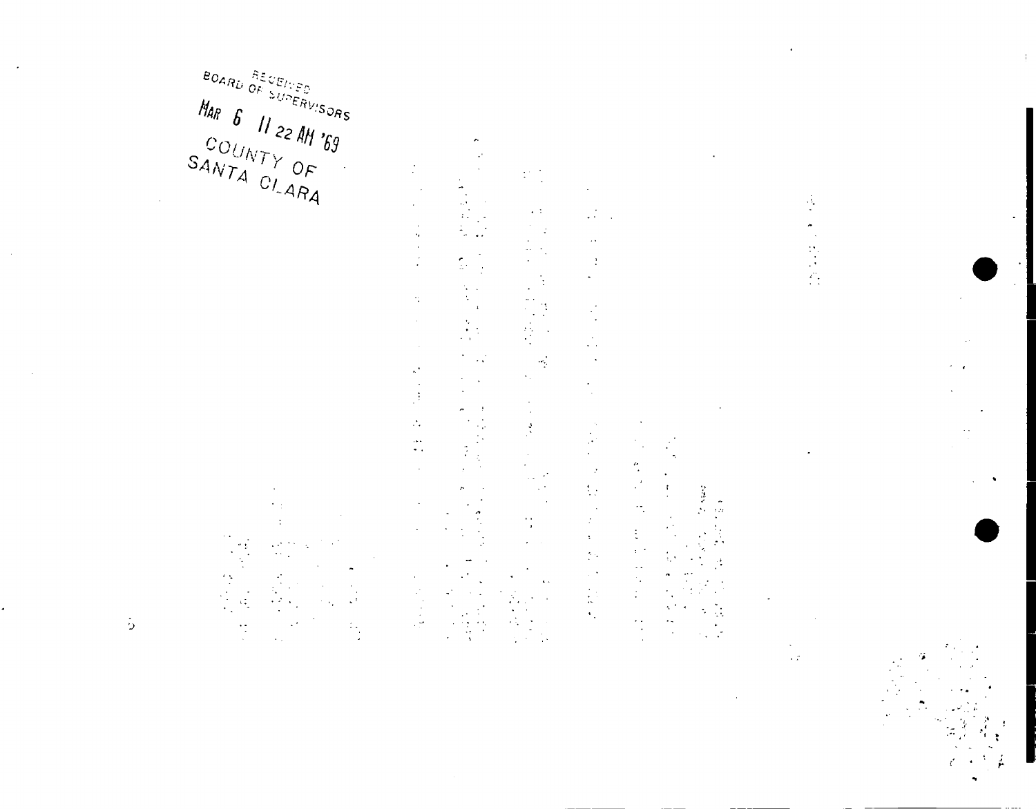RECEIVED
BOARD OF SUPERVISORS

MAR 6 11 22 AM '69

COUNTY OF
SANTA CLARA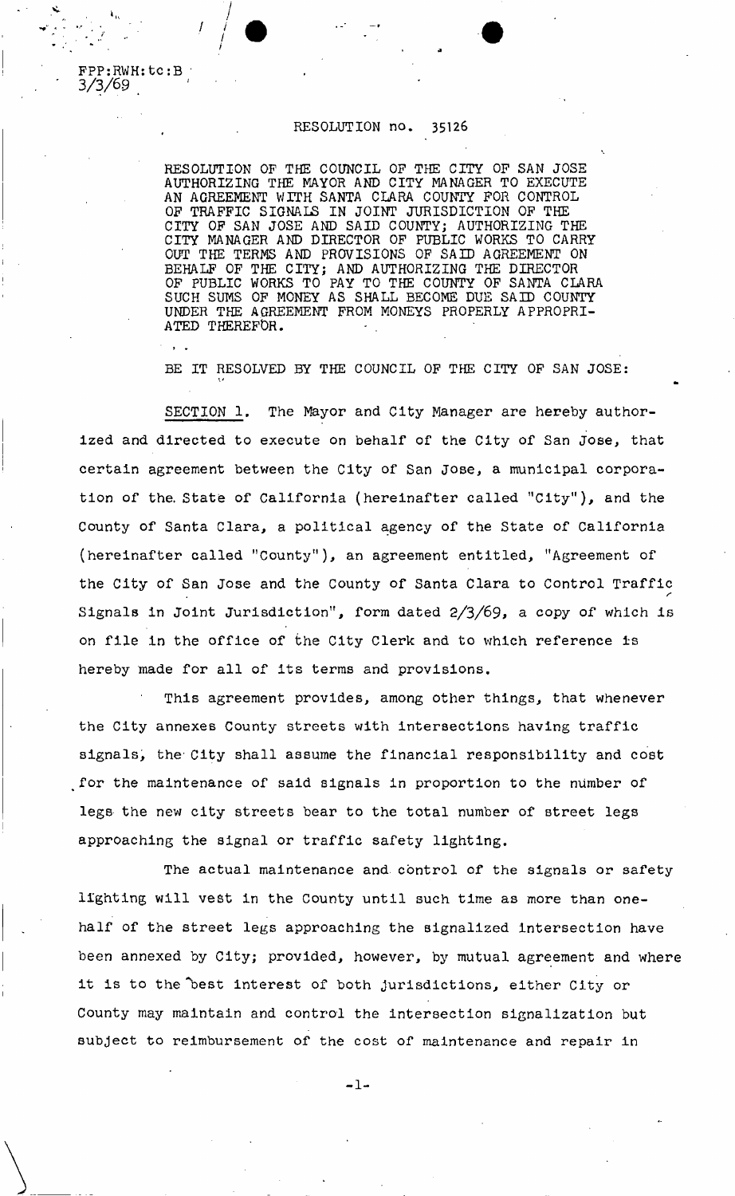FPP:RWH:tc:B
3/3/69

RESOLUTION no. 35126

RESOLUTION OF THE COUNCIL OF THE CITY OF SAN JOSE AUTHORIZING THE MAYOR AND CITY MANAGER TO EXECUTE AN AGREEMENT WITH SANTA CLARA COUNTY FOR CONTROL OF TRAFFIC SIGNALS IN JOINT JURISDICTION OF THE CITY OF SAN JOSE AND SAID COUNTY; AUTHORIZING THE CITY MANAGER AND DIRECTOR OF PUBLIC WORKS TO CARRY OUT THE TERMS AND PROVISIONS OF SAID AGREEMENT ON BEHALF OF THE CITY; AND AUTHORIZING THE DIRECTOR OF PUBLIC WORKS TO PAY TO THE COUNTY OF SANTA CLARA SUCH SUMS OF MONEY AS SHALL BECOME DUE SAID COUNTY UNDER THE AGREEMENT FROM MONEYS PROPERLY APPROPRIATED THEREFOR.

BE IT RESOLVED BY THE COUNCIL OF THE CITY OF SAN JOSE:

SECTION 1. The Mayor and City Manager are hereby authorized and directed to execute on behalf of the City of San Jose, that certain agreement between the City of San Jose, a municipal corporation of the State of California (hereinafter called "City"), and the County of Santa Clara, a political agency of the State of California (hereinafter called "County"), an agreement entitled, "Agreement of the City of San Jose and the County of Santa Clara to Control Traffic Signals in Joint Jurisdiction", form dated 2/3/69, a copy of which is on file in the office of the City Clerk and to which reference is hereby made for all of its terms and provisions.

This agreement provides, among other things, that whenever the City annexes County streets with intersections having traffic signals, the City shall assume the financial responsibility and cost for the maintenance of said signals in proportion to the number of legs the new city streets bear to the total number of street legs approaching the signal or traffic safety lighting.

The actual maintenance and control of the signals or safety lighting will vest in the County until such time as more than one-half of the street legs approaching the signalized intersection have been annexed by City; provided, however, by mutual agreement and where it is to the best interest of both jurisdictions, either City or County may maintain and control the intersection signalization but subject to reimbursement of the cost of maintenance and repair in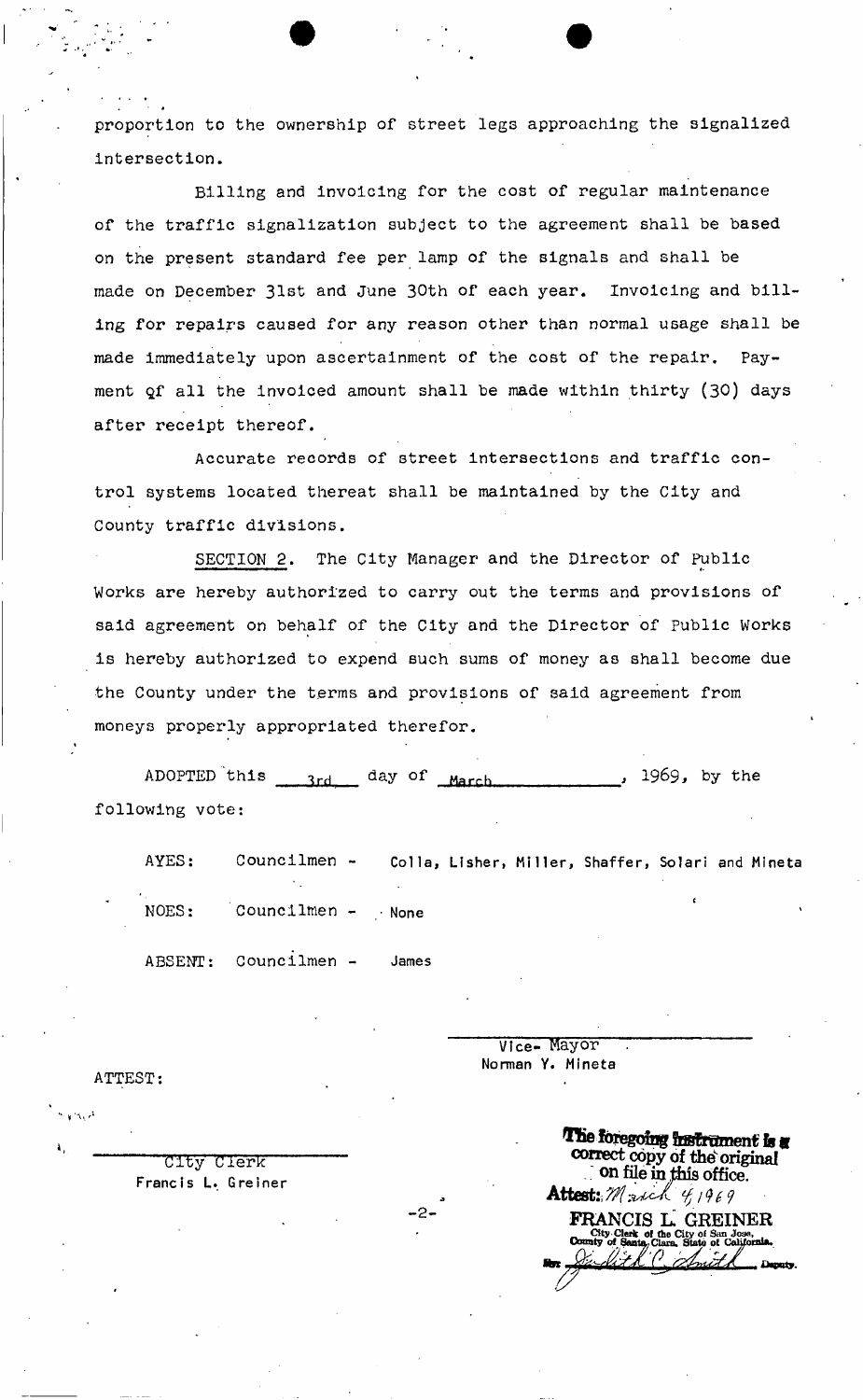proportion to the ownership of street legs approaching the signalized intersection.

Billing and invoicing for the cost of regular maintenance of the traffic signalization subject to the agreement shall be based on the present standard fee per lamp of the signals and shall be made on December 31st and June 30th of each year. Invoicing and billing for repairs caused for any reason other than normal usage shall be made immediately upon ascertainment of the cost of the repair. Payment of all the invoiced amount shall be made within thirty (30) days after receipt thereof.

Accurate records of street intersections and traffic control systems located thereat shall be maintained by the City and County traffic divisions.

SECTION 2. The City Manager and the Director of Public Works are hereby authorized to carry out the terms and provisions of said agreement on behalf of the City and the Director of Public Works is hereby authorized to expend such sums of money as shall become due the County under the terms and provisions of said agreement from moneys properly appropriated therefor.

ADOPTED this 3rd day of March, 1969, by the following vote:

AYES: Councilmen - Colla, Lisher, Miller, Shaffer, Solari and Mineta

NOES: Councilmen - None

ABSENT: Councilmen - James

Vice- Mayor
Norman Y. Mineta

ATTEST:

City Clerk
Francis L. Greiner

**The foregoing instrument is a correct copy of the original on file in this office.**
**Attest:** March 4, 1969
**FRANCIS L. GREINER**
City Clerk of the City of San Jose, County of Santa Clara, State of California.
By: Judith C. Smith, Deputy.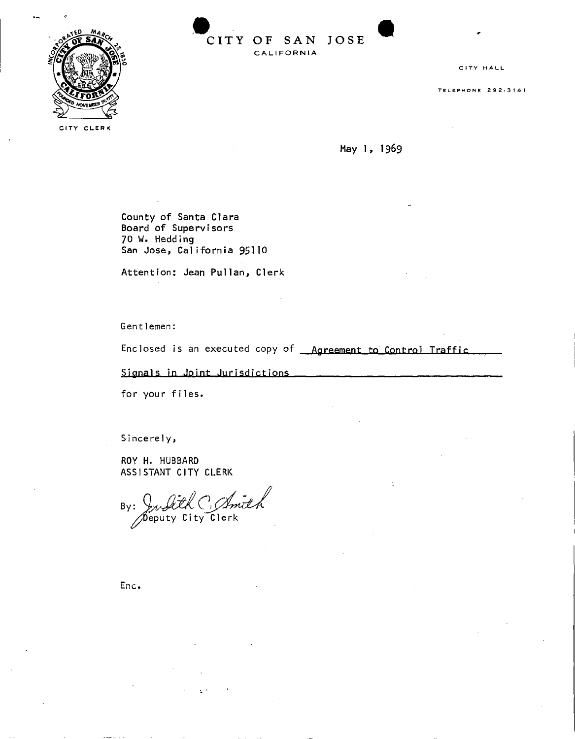# CITY OF SAN JOSE

CALIFORNIA

CITY CLERK

CITY HALL

TELEPHONE 292-3141

May 1, 1969

County of Santa Clara
Board of Supervisors
70 W. Hedding
San Jose, California 95110

Attention: Jean Pullan, Clerk

Gentlemen:

Enclosed is an executed copy of Agreement to Control Traffic Signals in Joint Jurisdictions for your files.

Sincerely,

ROY H. HUBBARD
ASSISTANT CITY CLERK

By: Judith C. Smith
Deputy City Clerk

Enc.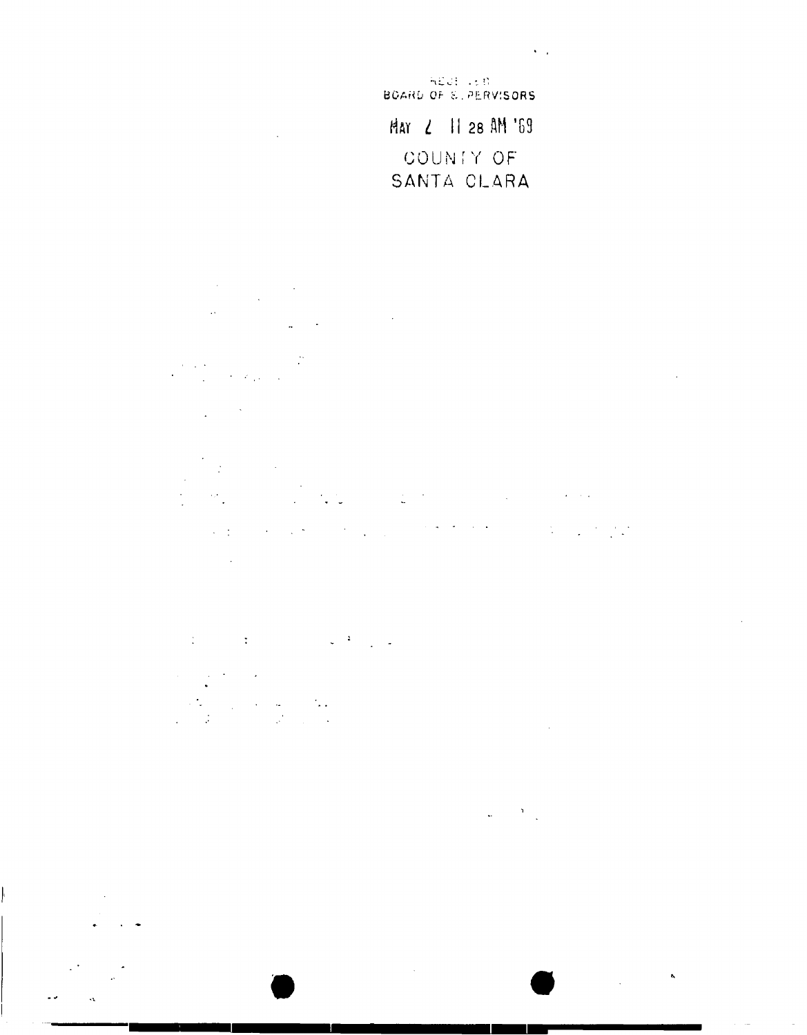RECEIVED
BOARD OF SUPERVISORS

MAY 2 11 28 AM '69

COUNTY OF
SANTA CLARA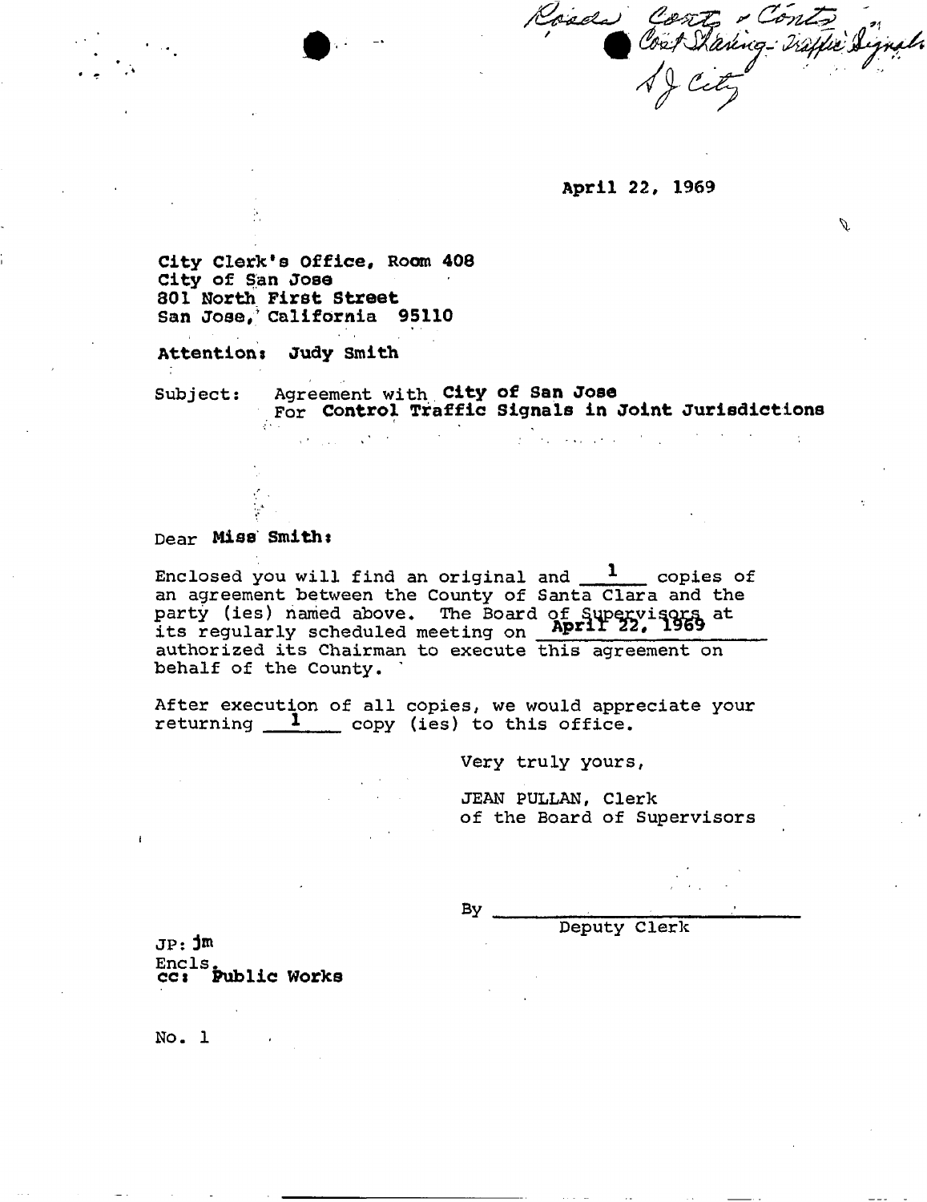Roads Conts & Conts
Cost Sharing - Traffic Signals
SJ City

April 22, 1969

City Clerk's Office, Room 408
City of San Jose
801 North First Street
San Jose, California 95110

Attention: Judy Smith

Subject: Agreement with City of San Jose
For Control Traffic Signals in Joint Jurisdictions

Dear Miss Smith:

Enclosed you will find an original and 1 copies of an agreement between the County of Santa Clara and the party (ies) named above. The Board of Supervisors at its regularly scheduled meeting on April 22, 1969 authorized its Chairman to execute this agreement on behalf of the County.

After execution of all copies, we would appreciate your returning 1 copy (ies) to this office.

Very truly yours,

JEAN PULLAN, Clerk
of the Board of Supervisors

By ______________________
Deputy Clerk

JP: jm
Encls.
cc: Public Works

No. 1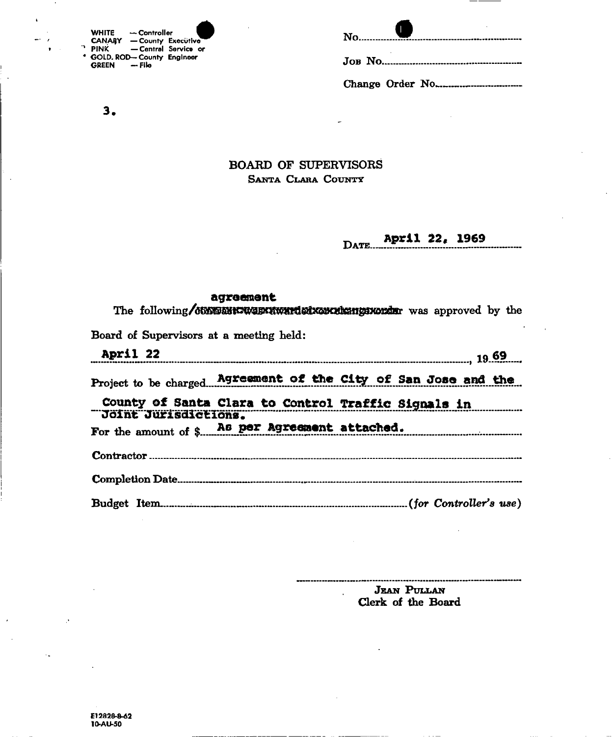WHITE — Controller
CANARY — County Executive
PINK — Central Service or
GOLD. ROD— County Engineer
GREEN — File

No.

JOB No.

Change Order No.

3.

# BOARD OF SUPERVISORS
## SANTA CLARA COUNTY

DATE April 22, 1969

The following agreement was approved by the Board of Supervisors at a meeting held:

April 22, 19 69

Project to be charged Agreement of the City of San Jose and the County of Santa Clara to Control Traffic Signals in Joint Jurisdictions.

For the amount of $ As per Agreement attached.

Contractor

Completion Date

Budget Item *(for Controller's use)*

JEAN PULLAN
Clerk of the Board

E12828-8-62
10-AU-50